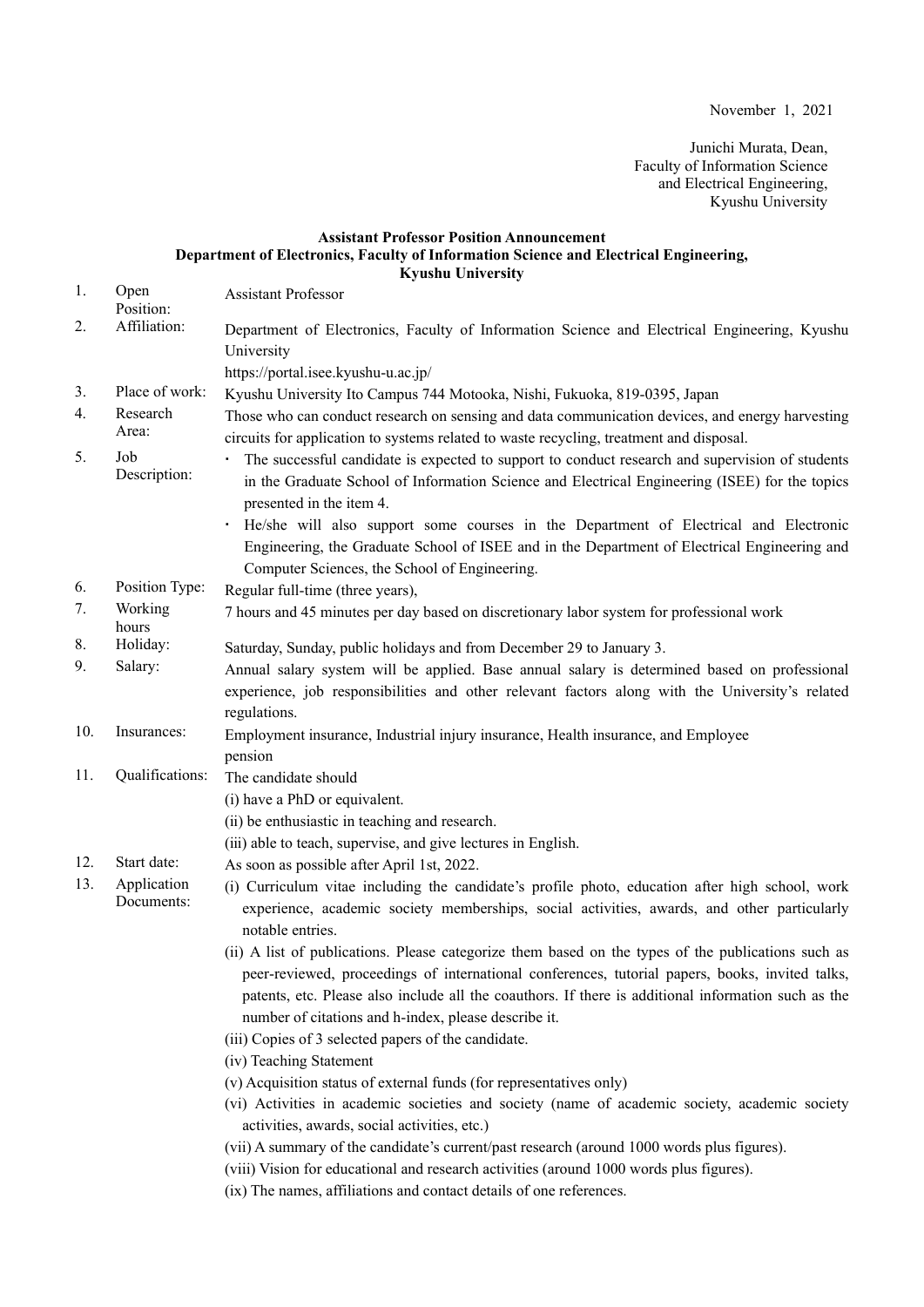November 1, 2021

Junichi Murata, Dean,
Faculty of Information Science
and Electrical Engineering,
Kyushu University

**Assistant Professor Position Announcement**
**Department of Electronics, Faculty of Information Science and Electrical Engineering,**
**Kyushu University**

1. Open Position: Assistant Professor
2. Affiliation: Department of Electronics, Faculty of Information Science and Electrical Engineering, Kyushu University
   https://portal.isee.kyushu-u.ac.jp/
3. Place of work: Kyushu University Ito Campus 744 Motooka, Nishi, Fukuoka, 819-0395, Japan
4. Research Area: Those who can conduct research on sensing and data communication devices, and energy harvesting circuits for application to systems related to waste recycling, treatment and disposal.
5. Job Description:
   - The successful candidate is expected to support to conduct research and supervision of students in the Graduate School of Information Science and Electrical Engineering (ISEE) for the topics presented in the item 4.
   - He/she will also support some courses in the Department of Electrical and Electronic Engineering, the Graduate School of ISEE and in the Department of Electrical Engineering and Computer Sciences, the School of Engineering.
6. Position Type: Regular full-time (three years),
7. Working hours: 7 hours and 45 minutes per day based on discretionary labor system for professional work
8. Holiday: Saturday, Sunday, public holidays and from December 29 to January 3.
9. Salary: Annual salary system will be applied. Base annual salary is determined based on professional experience, job responsibilities and other relevant factors along with the University's related regulations.
10. Insurances: Employment insurance, Industrial injury insurance, Health insurance, and Employee pension
11. Qualifications: The candidate should
    (i) have a PhD or equivalent.
    (ii) be enthusiastic in teaching and research.
    (iii) able to teach, supervise, and give lectures in English.
12. Start date: As soon as possible after April 1st, 2022.
13. Application Documents:
    (i) Curriculum vitae including the candidate's profile photo, education after high school, work experience, academic society memberships, social activities, awards, and other particularly notable entries.
    (ii) A list of publications. Please categorize them based on the types of the publications such as peer-reviewed, proceedings of international conferences, tutorial papers, books, invited talks, patents, etc. Please also include all the coauthors. If there is additional information such as the number of citations and h-index, please describe it.
    (iii) Copies of 3 selected papers of the candidate.
    (iv) Teaching Statement
    (v) Acquisition status of external funds (for representatives only)
    (vi) Activities in academic societies and society (name of academic society, academic society activities, awards, social activities, etc.)
    (vii) A summary of the candidate's current/past research (around 1000 words plus figures).
    (viii) Vision for educational and research activities (around 1000 words plus figures).
    (ix) The names, affiliations and contact details of one references.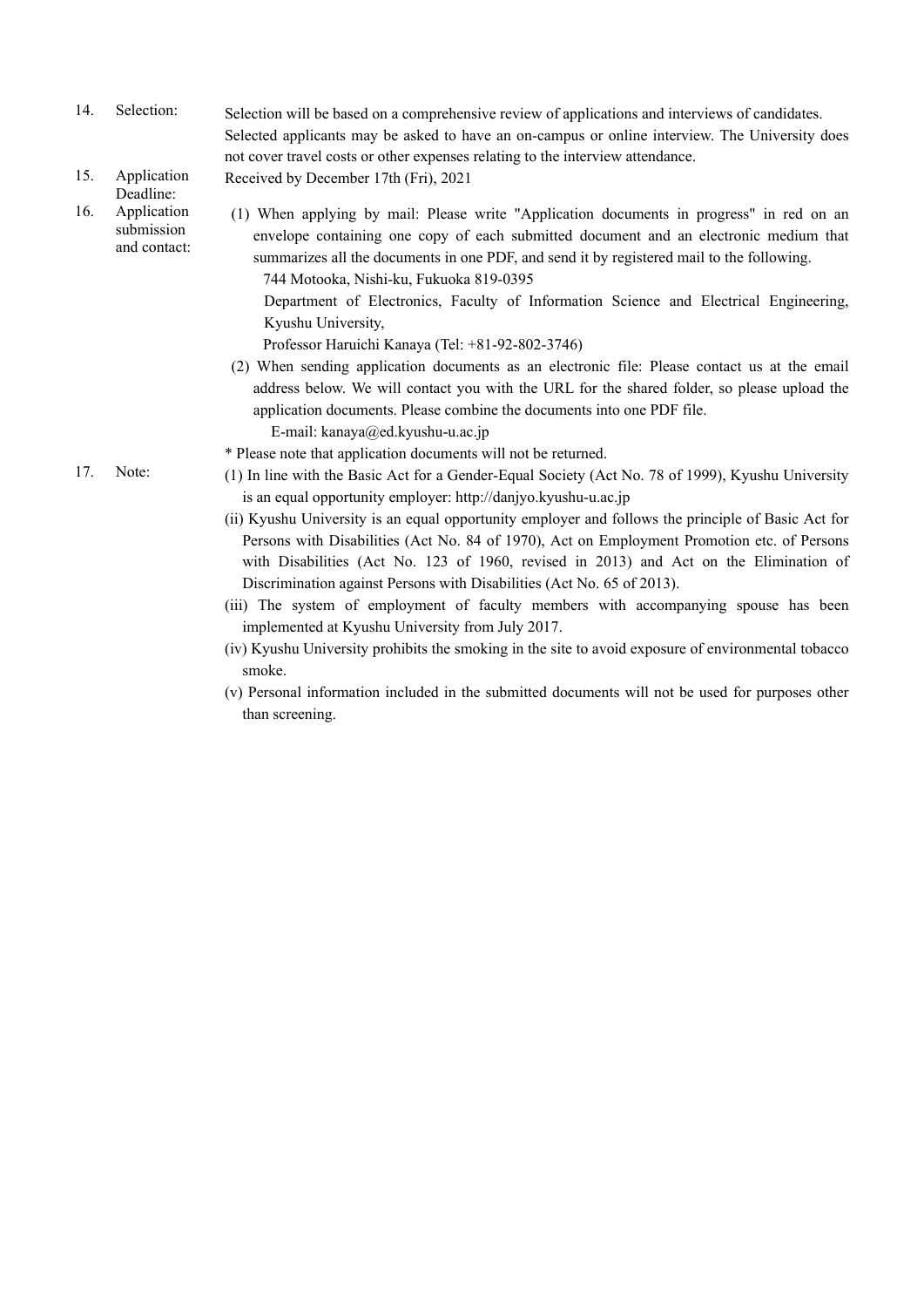14. Selection: Selection will be based on a comprehensive review of applications and interviews of candidates. Selected applicants may be asked to have an on-campus or online interview. The University does not cover travel costs or other expenses relating to the interview attendance.

15. Application Deadline: Received by December 17th (Fri), 2021

16. Application submission and contact:

(1) When applying by mail: Please write "Application documents in progress" in red on an envelope containing one copy of each submitted document and an electronic medium that summarizes all the documents in one PDF, and send it by registered mail to the following.

744 Motooka, Nishi-ku, Fukuoka 819-0395

Department of Electronics, Faculty of Information Science and Electrical Engineering, Kyushu University,

Professor Haruichi Kanaya (Tel: +81-92-802-3746)

(2) When sending application documents as an electronic file: Please contact us at the email address below. We will contact you with the URL for the shared folder, so please upload the application documents. Please combine the documents into one PDF file.

E-mail: kanaya@ed.kyushu-u.ac.jp

* Please note that application documents will not be returned.

17. Note:

(1) In line with the Basic Act for a Gender-Equal Society (Act No. 78 of 1999), Kyushu University is an equal opportunity employer: http://danjyo.kyushu-u.ac.jp

(ii) Kyushu University is an equal opportunity employer and follows the principle of Basic Act for Persons with Disabilities (Act No. 84 of 1970), Act on Employment Promotion etc. of Persons with Disabilities (Act No. 123 of 1960, revised in 2013) and Act on the Elimination of Discrimination against Persons with Disabilities (Act No. 65 of 2013).

(iii) The system of employment of faculty members with accompanying spouse has been implemented at Kyushu University from July 2017.

(iv) Kyushu University prohibits the smoking in the site to avoid exposure of environmental tobacco smoke.

(v) Personal information included in the submitted documents will not be used for purposes other than screening.